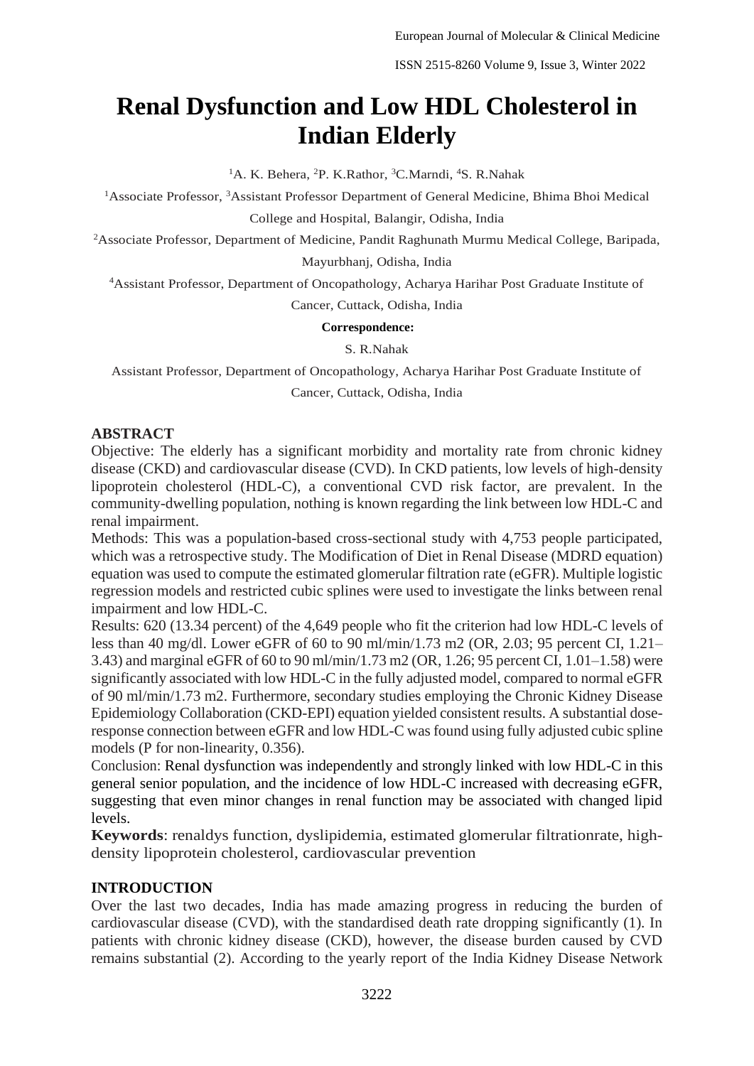# Renal Dysfunction and Low HDL Cholesterol in Indian Elderly

[1]A. K. Behera, [2]P. K.Rathor, [3]C.Marndi, [4]S. R.Nahak

[1]Associate Professor, [3]Assistant Professor Department of General Medicine, Bhima Bhoi Medical College and Hospital, Balangir, Odisha, India

[2]Associate Professor, Department of Medicine, Pandit Raghunath Murmu Medical College, Baripada, Mayurbhanj, Odisha, India

[4]Assistant Professor, Department of Oncopathology, Acharya Harihar Post Graduate Institute of Cancer, Cuttack, Odisha, India

**Correspondence:**

S. R.Nahak

Assistant Professor, Department of Oncopathology, Acharya Harihar Post Graduate Institute of Cancer, Cuttack, Odisha, India

## ABSTRACT

Objective: The elderly has a significant morbidity and mortality rate from chronic kidney disease (CKD) and cardiovascular disease (CVD). In CKD patients, low levels of high-density lipoprotein cholesterol (HDL-C), a conventional CVD risk factor, are prevalent. In the community-dwelling population, nothing is known regarding the link between low HDL-C and renal impairment.

Methods: This was a population-based cross-sectional study with 4,753 people participated, which was a retrospective study. The Modification of Diet in Renal Disease (MDRD equation) equation was used to compute the estimated glomerular filtration rate (eGFR). Multiple logistic regression models and restricted cubic splines were used to investigate the links between renal impairment and low HDL-C.

Results: 620 (13.34 percent) of the 4,649 people who fit the criterion had low HDL-C levels of less than 40 mg/dl. Lower eGFR of 60 to 90 ml/min/1.73 m2 (OR, 2.03; 95 percent CI, 1.21–3.43) and marginal eGFR of 60 to 90 ml/min/1.73 m2 (OR, 1.26; 95 percent CI, 1.01–1.58) were significantly associated with low HDL-C in the fully adjusted model, compared to normal eGFR of 90 ml/min/1.73 m2. Furthermore, secondary studies employing the Chronic Kidney Disease Epidemiology Collaboration (CKD-EPI) equation yielded consistent results. A substantial dose-response connection between eGFR and low HDL-C was found using fully adjusted cubic spline models (P for non-linearity, 0.356).

Conclusion: Renal dysfunction was independently and strongly linked with low HDL-C in this general senior population, and the incidence of low HDL-C increased with decreasing eGFR, suggesting that even minor changes in renal function may be associated with changed lipid levels.

**Keywords**: renaldys function, dyslipidemia, estimated glomerular filtrationrate, high-density lipoprotein cholesterol, cardiovascular prevention

## INTRODUCTION

Over the last two decades, India has made amazing progress in reducing the burden of cardiovascular disease (CVD), with the standardised death rate dropping significantly (1). In patients with chronic kidney disease (CKD), however, the disease burden caused by CVD remains substantial (2). According to the yearly report of the India Kidney Disease Network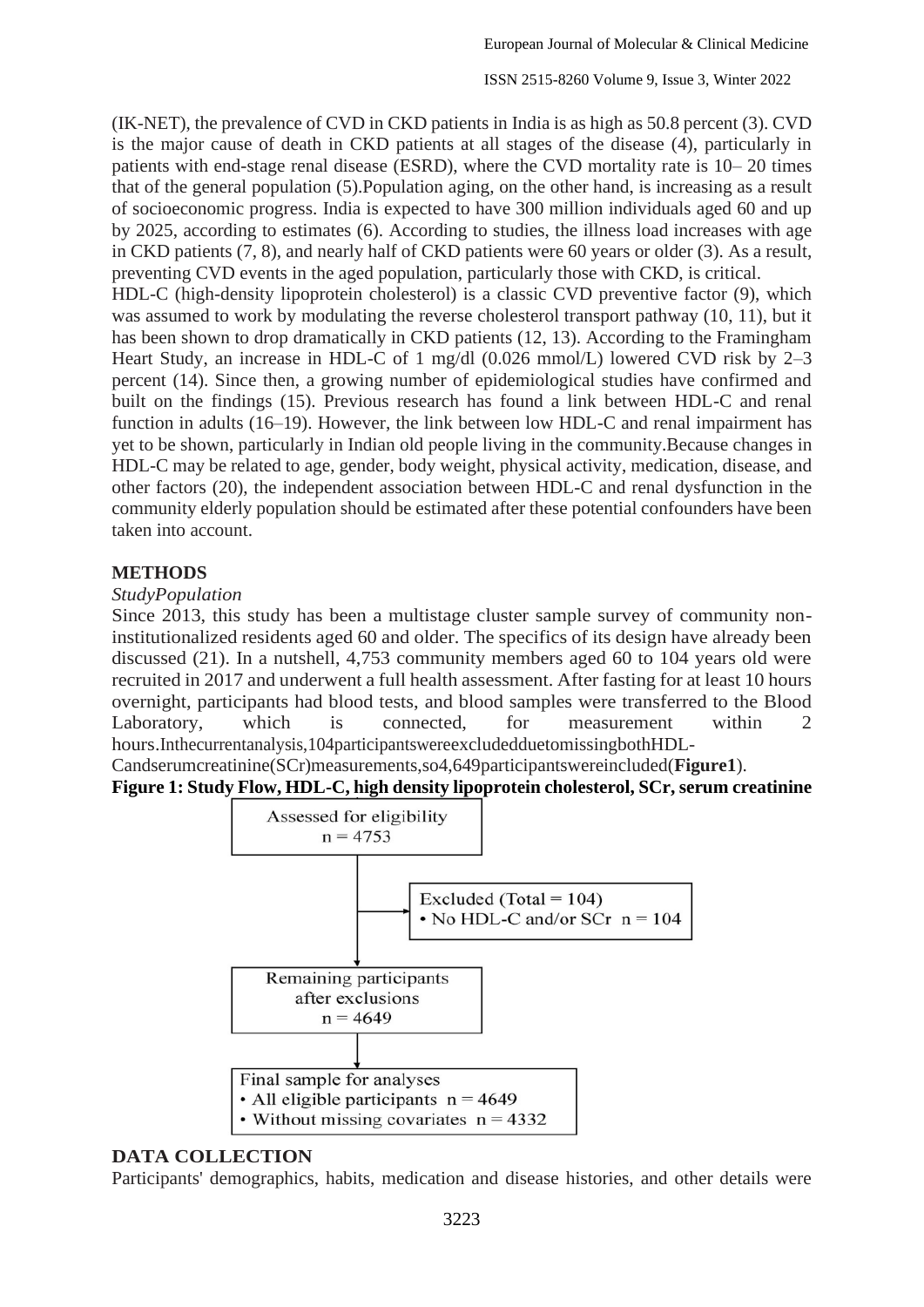(IK-NET), the prevalence of CVD in CKD patients in India is as high as 50.8 percent (3). CVD is the major cause of death in CKD patients at all stages of the disease (4), particularly in patients with end-stage renal disease (ESRD), where the CVD mortality rate is 10– 20 times that of the general population (5).Population aging, on the other hand, is increasing as a result of socioeconomic progress. India is expected to have 300 million individuals aged 60 and up by 2025, according to estimates (6). According to studies, the illness load increases with age in CKD patients (7, 8), and nearly half of CKD patients were 60 years or older (3). As a result, preventing CVD events in the aged population, particularly those with CKD, is critical.

HDL-C (high-density lipoprotein cholesterol) is a classic CVD preventive factor (9), which was assumed to work by modulating the reverse cholesterol transport pathway (10, 11), but it has been shown to drop dramatically in CKD patients (12, 13). According to the Framingham Heart Study, an increase in HDL-C of 1 mg/dl (0.026 mmol/L) lowered CVD risk by 2–3 percent (14). Since then, a growing number of epidemiological studies have confirmed and built on the findings (15). Previous research has found a link between HDL-C and renal function in adults (16–19). However, the link between low HDL-C and renal impairment has yet to be shown, particularly in Indian old people living in the community.Because changes in HDL-C may be related to age, gender, body weight, physical activity, medication, disease, and other factors (20), the independent association between HDL-C and renal dysfunction in the community elderly population should be estimated after these potential confounders have been taken into account.

## METHODS

*StudyPopulation*

Since 2013, this study has been a multistage cluster sample survey of community non-institutionalized residents aged 60 and older. The specifics of its design have already been discussed (21). In a nutshell, 4,753 community members aged 60 to 104 years old were recruited in 2017 and underwent a full health assessment. After fasting for at least 10 hours overnight, participants had blood tests, and blood samples were transferred to the Blood Laboratory, which is connected, for measurement within 2 hours.Inthecurrentanalysis,104participantswereexcludedduetomissingbothHDL-Candserumcreatinine(SCr)measurements,so4,649participantswereincluded(**Figure1**).

**Figure 1: Study Flow, HDL-C, high density lipoprotein cholesterol, SCr, serum creatinine**

Assessed for eligibility
n = 4753

Excluded (Total = 104)
• No HDL-C and/or SCr n = 104

Remaining participants after exclusions
n = 4649

Final sample for analyses
• All eligible participants n = 4649
• Without missing covariates n = 4332

## DATA COLLECTION

Participants' demographics, habits, medication and disease histories, and other details were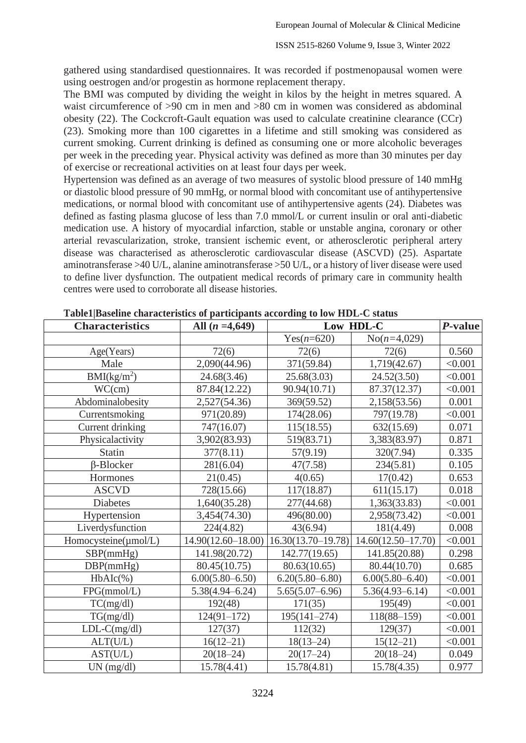gathered using standardised questionnaires. It was recorded if postmenopausal women were using oestrogen and/or progestin as hormone replacement therapy.

The BMI was computed by dividing the weight in kilos by the height in metres squared. A waist circumference of >90 cm in men and >80 cm in women was considered as abdominal obesity (22). The Cockcroft-Gault equation was used to calculate creatinine clearance (CCr) (23). Smoking more than 100 cigarettes in a lifetime and still smoking was considered as current smoking. Current drinking is defined as consuming one or more alcoholic beverages per week in the preceding year. Physical activity was defined as more than 30 minutes per day of exercise or recreational activities on at least four days per week.

Hypertension was defined as an average of two measures of systolic blood pressure of 140 mmHg or diastolic blood pressure of 90 mmHg, or normal blood with concomitant use of antihypertensive medications, or normal blood with concomitant use of antihypertensive agents (24). Diabetes was defined as fasting plasma glucose of less than 7.0 mmol/L or current insulin or oral anti-diabetic medication use. A history of myocardial infarction, stable or unstable angina, coronary or other arterial revascularization, stroke, transient ischemic event, or atherosclerotic peripheral artery disease was characterised as atherosclerotic cardiovascular disease (ASCVD) (25). Aspartate aminotransferase >40 U/L, alanine aminotransferase >50 U/L, or a history of liver disease were used to define liver dysfunction. The outpatient medical records of primary care in community health centres were used to corroborate all disease histories.

**Table1|Baseline characteristics of participants according to low HDL-C status**

| **Characteristics** | **All ($n$ =4,649)** | **Low HDL-C** | | ***P*-value** |
|---|---|---|---|---|
| | | Yes($n$=620) | No($n$=4,029) | |
| Age(Years) | 72(6) | 72(6) | 72(6) | 0.560 |
| Male | 2,090(44.96) | 371(59.84) | 1,719(42.67) | <0.001 |
| BMI(kg/m$^2$) | 24.68(3.46) | 25.68(3.03) | 24.52(3.50) | <0.001 |
| WC(cm) | 87.84(12.22) | 90.94(10.71) | 87.37(12.37) | <0.001 |
| Abdominalobesity | 2,527(54.36) | 369(59.52) | 2,158(53.56) | 0.001 |
| Currentsmoking | 971(20.89) | 174(28.06) | 797(19.78) | <0.001 |
| Current drinking | 747(16.07) | 115(18.55) | 632(15.69) | 0.071 |
| Physicalactivity | 3,902(83.93) | 519(83.71) | 3,383(83.97) | 0.871 |
| Statin | 377(8.11) | 57(9.19) | 320(7.94) | 0.335 |
| β-Blocker | 281(6.04) | 47(7.58) | 234(5.81) | 0.105 |
| Hormones | 21(0.45) | 4(0.65) | 17(0.42) | 0.653 |
| ASCVD | 728(15.66) | 117(18.87) | 611(15.17) | 0.018 |
| Diabetes | 1,640(35.28) | 277(44.68) | 1,363(33.83) | <0.001 |
| Hypertension | 3,454(74.30) | 496(80.00) | 2,958(73.42) | <0.001 |
| Liverdysfunction | 224(4.82) | 43(6.94) | 181(4.49) | 0.008 |
| Homocysteine(μmol/L) | 14.90(12.60–18.00) | 16.30(13.70–19.78) | 14.60(12.50–17.70) | <0.001 |
| SBP(mmHg) | 141.98(20.72) | 142.77(19.65) | 141.85(20.88) | 0.298 |
| DBP(mmHg) | 80.45(10.75) | 80.63(10.65) | 80.44(10.70) | 0.685 |
| HbAIc(%) | 6.00(5.80–6.50) | 6.20(5.80–6.80) | 6.00(5.80–6.40) | <0.001 |
| FPG(mmol/L) | 5.38(4.94–6.24) | 5.65(5.07–6.96) | 5.36(4.93–6.14) | <0.001 |
| TC(mg/dl) | 192(48) | 171(35) | 195(49) | <0.001 |
| TG(mg/dl) | 124(91–172) | 195(141–274) | 118(88–159) | <0.001 |
| LDL-C(mg/dl) | 127(37) | 112(32) | 129(37) | <0.001 |
| ALT(U/L) | 16(12–21) | 18(13–24) | 15(12–21) | <0.001 |
| AST(U/L) | 20(18–24) | 20(17–24) | 20(18–24) | 0.049 |
| UN (mg/dl) | 15.78(4.41) | 15.78(4.81) | 15.78(4.35) | 0.977 |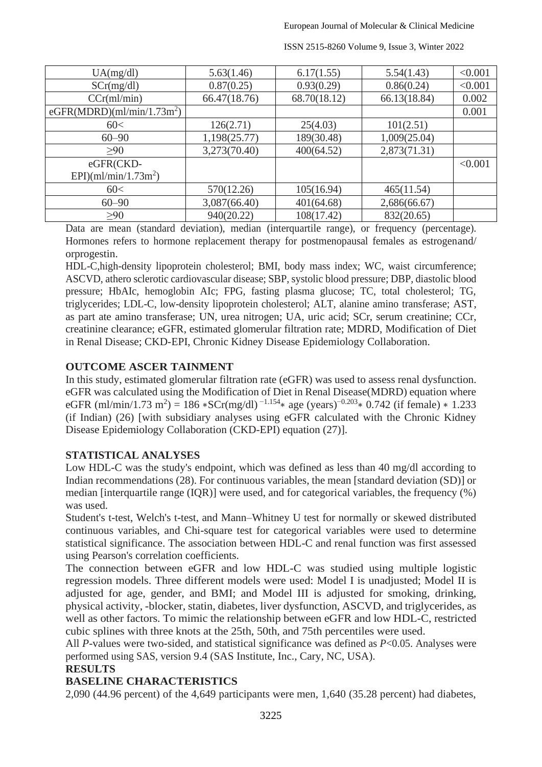| UA(mg/dl) | 5.63(1.46) | 6.17(1.55) | 5.54(1.43) | <0.001 |
|---|---|---|---|---|
| SCr(mg/dl) | 0.87(0.25) | 0.93(0.29) | 0.86(0.24) | <0.001 |
| CCr(ml/min) | 66.47(18.76) | 68.70(18.12) | 66.13(18.84) | 0.002 |
| eGFR(MDRD)(ml/min/1.73m$^2$) | | | | 0.001 |
| 60< | 126(2.71) | 25(4.03) | 101(2.51) | |
| 60–90 | 1,198(25.77) | 189(30.48) | 1,009(25.04) | |
| ≥90 | 3,273(70.40) | 400(64.52) | 2,873(71.31) | |
| eGFR(CKD-EPI)(ml/min/1.73m$^2$) | | | | <0.001 |
| 60< | 570(12.26) | 105(16.94) | 465(11.54) | |
| 60–90 | 3,087(66.40) | 401(64.68) | 2,686(66.67) | |
| ≥90 | 940(20.22) | 108(17.42) | 832(20.65) | |

Data are mean (standard deviation), median (interquartile range), or frequency (percentage). Hormones refers to hormone replacement therapy for postmenopausal females as estrogenand/ orprogestin.

HDL-C,high-density lipoprotein cholesterol; BMI, body mass index; WC, waist circumference; ASCVD, athero sclerotic cardiovascular disease; SBP, systolic blood pressure; DBP, diastolic blood pressure; HbAIc, hemoglobin AIc; FPG, fasting plasma glucose; TC, total cholesterol; TG, triglycerides; LDL-C, low-density lipoprotein cholesterol; ALT, alanine amino transferase; AST, as part ate amino transferase; UN, urea nitrogen; UA, uric acid; SCr, serum creatinine; CCr, creatinine clearance; eGFR, estimated glomerular filtration rate; MDRD, Modification of Diet in Renal Disease; CKD-EPI, Chronic Kidney Disease Epidemiology Collaboration.

## OUTCOME ASCER TAINMENT

In this study, estimated glomerular filtration rate (eGFR) was used to assess renal dysfunction. eGFR was calculated using the Modification of Diet in Renal Disease(MDRD) equation where eGFR (ml/min/1.73 m$^2$) = 186 $*$SCr(mg/dl)$^{-1.154}$$*$ age (years)$^{-0.203}$$*$ 0.742 (if female) $*$ 1.233 (if Indian) (26) [with subsidiary analyses using eGFR calculated with the Chronic Kidney Disease Epidemiology Collaboration (CKD-EPI) equation (27)].

## STATISTICAL ANALYSES

Low HDL-C was the study's endpoint, which was defined as less than 40 mg/dl according to Indian recommendations (28). For continuous variables, the mean [standard deviation (SD)] or median [interquartile range (IQR)] were used, and for categorical variables, the frequency (%) was used.

Student's t-test, Welch's t-test, and Mann–Whitney U test for normally or skewed distributed continuous variables, and Chi-square test for categorical variables were used to determine statistical significance. The association between HDL-C and renal function was first assessed using Pearson's correlation coefficients.

The connection between eGFR and low HDL-C was studied using multiple logistic regression models. Three different models were used: Model I is unadjusted; Model II is adjusted for age, gender, and BMI; and Model III is adjusted for smoking, drinking, physical activity, -blocker, statin, diabetes, liver dysfunction, ASCVD, and triglycerides, as well as other factors. To mimic the relationship between eGFR and low HDL-C, restricted cubic splines with three knots at the 25th, 50th, and 75th percentiles were used.

All *P*-values were two-sided, and statistical significance was defined as $P<0.05$. Analyses were performed using SAS, version 9.4 (SAS Institute, Inc., Cary, NC, USA).

## RESULTS

## BASELINE CHARACTERISTICS

2,090 (44.96 percent) of the 4,649 participants were men, 1,640 (35.28 percent) had diabetes,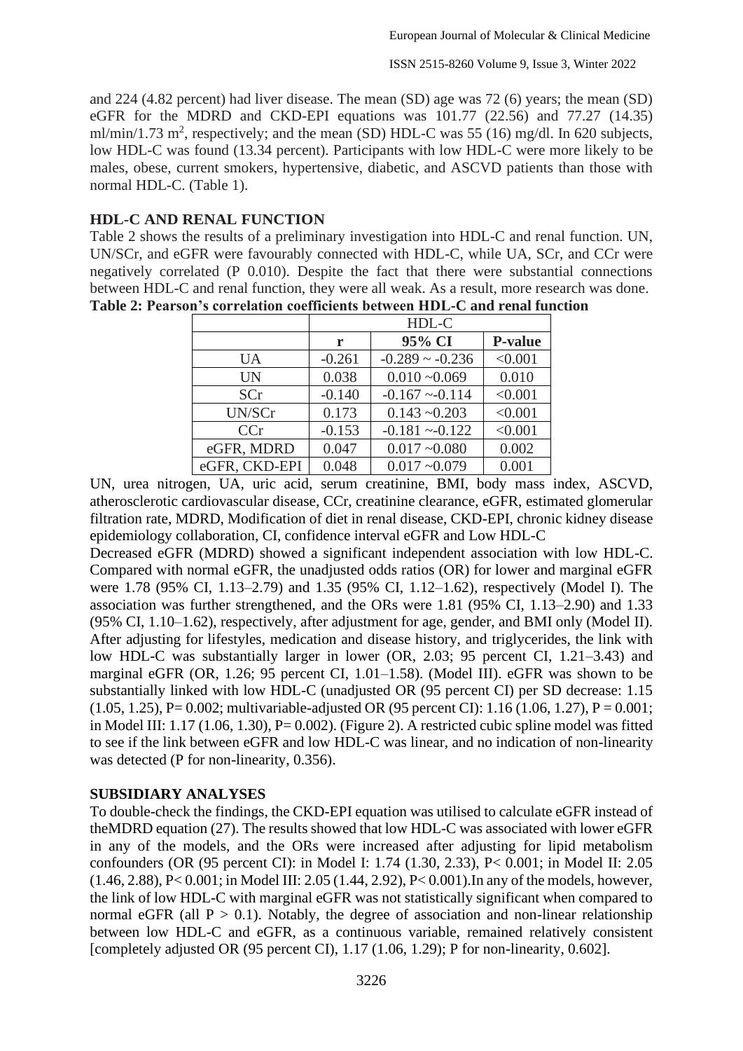and 224 (4.82 percent) had liver disease. The mean (SD) age was 72 (6) years; the mean (SD) eGFR for the MDRD and CKD-EPI equations was 101.77 (22.56) and 77.27 (14.35) ml/min/1.73 $m^2$, respectively; and the mean (SD) HDL-C was 55 (16) mg/dl. In 620 subjects, low HDL-C was found (13.34 percent). Participants with low HDL-C were more likely to be males, obese, current smokers, hypertensive, diabetic, and ASCVD patients than those with normal HDL-C. (Table 1).

## HDL-C AND RENAL FUNCTION

Table 2 shows the results of a preliminary investigation into HDL-C and renal function. UN, UN/SCr, and eGFR were favourably connected with HDL-C, while UA, SCr, and CCr were negatively correlated (P 0.010). Despite the fact that there were substantial connections between HDL-C and renal function, they were all weak. As a result, more research was done.

**Table 2: Pearson's correlation coefficients between HDL-C and renal function**

| | HDL-C | | |
|---|---|---|---|
| | **r** | **95% CI** | **P-value** |
| UA | -0.261 | -0.289 ~ -0.236 | <0.001 |
| UN | 0.038 | 0.010 ~0.069 | 0.010 |
| SCr | -0.140 | -0.167 ~-0.114 | <0.001 |
| UN/SCr | 0.173 | 0.143 ~0.203 | <0.001 |
| CCr | -0.153 | -0.181 ~-0.122 | <0.001 |
| eGFR, MDRD | 0.047 | 0.017 ~0.080 | 0.002 |
| eGFR, CKD-EPI | 0.048 | 0.017 ~0.079 | 0.001 |

UN, urea nitrogen, UA, uric acid, serum creatinine, BMI, body mass index, ASCVD, atherosclerotic cardiovascular disease, CCr, creatinine clearance, eGFR, estimated glomerular filtration rate, MDRD, Modification of diet in renal disease, CKD-EPI, chronic kidney disease epidemiology collaboration, CI, confidence interval eGFR and Low HDL-C

Decreased eGFR (MDRD) showed a significant independent association with low HDL-C. Compared with normal eGFR, the unadjusted odds ratios (OR) for lower and marginal eGFR were 1.78 (95% CI, 1.13–2.79) and 1.35 (95% CI, 1.12–1.62), respectively (Model I). The association was further strengthened, and the ORs were 1.81 (95% CI, 1.13–2.90) and 1.33 (95% CI, 1.10–1.62), respectively, after adjustment for age, gender, and BMI only (Model II). After adjusting for lifestyles, medication and disease history, and triglycerides, the link with low HDL-C was substantially larger in lower (OR, 2.03; 95 percent CI, 1.21–3.43) and marginal eGFR (OR, 1.26; 95 percent CI, 1.01–1.58). (Model III). eGFR was shown to be substantially linked with low HDL-C (unadjusted OR (95 percent CI) per SD decrease: 1.15 (1.05, 1.25), P= 0.002; multivariable-adjusted OR (95 percent CI): 1.16 (1.06, 1.27), P = 0.001; in Model III: 1.17 (1.06, 1.30), P= 0.002). (Figure 2). A restricted cubic spline model was fitted to see if the link between eGFR and low HDL-C was linear, and no indication of non-linearity was detected (P for non-linearity, 0.356).

## SUBSIDIARY ANALYSES

To double-check the findings, the CKD-EPI equation was utilised to calculate eGFR instead of theMDRD equation (27). The results showed that low HDL-C was associated with lower eGFR in any of the models, and the ORs were increased after adjusting for lipid metabolism confounders (OR (95 percent CI): in Model I: 1.74 (1.30, 2.33), P< 0.001; in Model II: 2.05 (1.46, 2.88), P< 0.001; in Model III: 2.05 (1.44, 2.92), P< 0.001).In any of the models, however, the link of low HDL-C with marginal eGFR was not statistically significant when compared to normal eGFR (all P > 0.1). Notably, the degree of association and non-linear relationship between low HDL-C and eGFR, as a continuous variable, remained relatively consistent [completely adjusted OR (95 percent CI), 1.17 (1.06, 1.29); P for non-linearity, 0.602].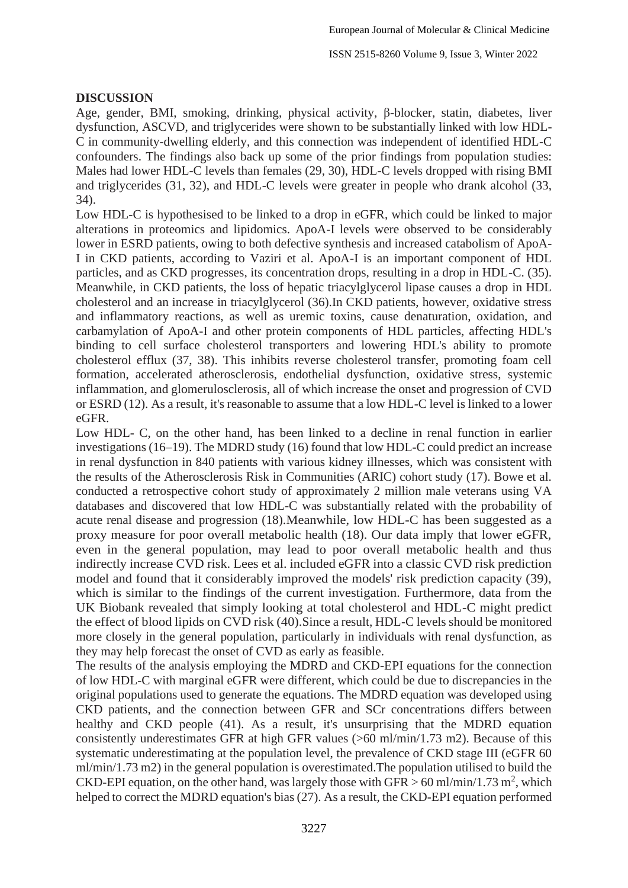## DISCUSSION

Age, gender, BMI, smoking, drinking, physical activity, β-blocker, statin, diabetes, liver dysfunction, ASCVD, and triglycerides were shown to be substantially linked with low HDL-C in community-dwelling elderly, and this connection was independent of identified HDL-C confounders. The findings also back up some of the prior findings from population studies: Males had lower HDL-C levels than females (29, 30), HDL-C levels dropped with rising BMI and triglycerides (31, 32), and HDL-C levels were greater in people who drank alcohol (33, 34).

Low HDL-C is hypothesised to be linked to a drop in eGFR, which could be linked to major alterations in proteomics and lipidomics. ApoA-I levels were observed to be considerably lower in ESRD patients, owing to both defective synthesis and increased catabolism of ApoA-I in CKD patients, according to Vaziri et al. ApoA-I is an important component of HDL particles, and as CKD progresses, its concentration drops, resulting in a drop in HDL-C. (35). Meanwhile, in CKD patients, the loss of hepatic triacylglycerol lipase causes a drop in HDL cholesterol and an increase in triacylglycerol (36).In CKD patients, however, oxidative stress and inflammatory reactions, as well as uremic toxins, cause denaturation, oxidation, and carbamylation of ApoA-I and other protein components of HDL particles, affecting HDL's binding to cell surface cholesterol transporters and lowering HDL's ability to promote cholesterol efflux (37, 38). This inhibits reverse cholesterol transfer, promoting foam cell formation, accelerated atherosclerosis, endothelial dysfunction, oxidative stress, systemic inflammation, and glomerulosclerosis, all of which increase the onset and progression of CVD or ESRD (12). As a result, it's reasonable to assume that a low HDL-C level is linked to a lower eGFR.

Low HDL- C, on the other hand, has been linked to a decline in renal function in earlier investigations (16–19). The MDRD study (16) found that low HDL-C could predict an increase in renal dysfunction in 840 patients with various kidney illnesses, which was consistent with the results of the Atherosclerosis Risk in Communities (ARIC) cohort study (17). Bowe et al. conducted a retrospective cohort study of approximately 2 million male veterans using VA databases and discovered that low HDL-C was substantially related with the probability of acute renal disease and progression (18).Meanwhile, low HDL-C has been suggested as a proxy measure for poor overall metabolic health (18). Our data imply that lower eGFR, even in the general population, may lead to poor overall metabolic health and thus indirectly increase CVD risk. Lees et al. included eGFR into a classic CVD risk prediction model and found that it considerably improved the models' risk prediction capacity (39), which is similar to the findings of the current investigation. Furthermore, data from the UK Biobank revealed that simply looking at total cholesterol and HDL-C might predict the effect of blood lipids on CVD risk (40).Since a result, HDL-C levels should be monitored more closely in the general population, particularly in individuals with renal dysfunction, as they may help forecast the onset of CVD as early as feasible.

The results of the analysis employing the MDRD and CKD-EPI equations for the connection of low HDL-C with marginal eGFR were different, which could be due to discrepancies in the original populations used to generate the equations. The MDRD equation was developed using CKD patients, and the connection between GFR and SCr concentrations differs between healthy and CKD people (41). As a result, it's unsurprising that the MDRD equation consistently underestimates GFR at high GFR values (>60 ml/min/1.73 m2). Because of this systematic underestimating at the population level, the prevalence of CKD stage III (eGFR 60 ml/min/1.73 m2) in the general population is overestimated.The population utilised to build the CKD-EPI equation, on the other hand, was largely those with GFR > 60 ml/min/1.73 $m^2$, which helped to correct the MDRD equation's bias (27). As a result, the CKD-EPI equation performed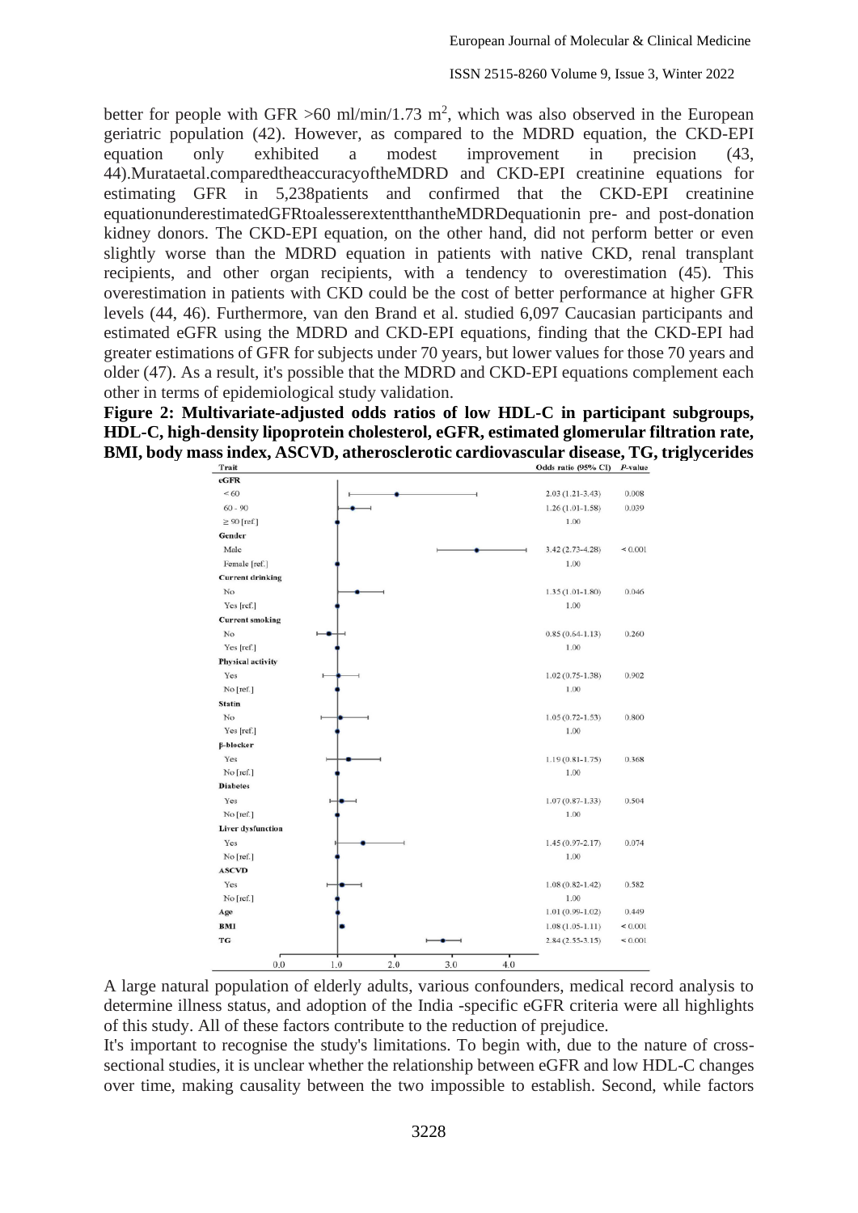better for people with GFR >60 ml/min/1.73 m$^2$, which was also observed in the European geriatric population (42). However, as compared to the MDRD equation, the CKD-EPI equation only exhibited a modest improvement in precision (43, 44).Murataetal.comparedtheaccuracyoftheMDRD and CKD-EPI creatinine equations for estimating GFR in 5,238patients and confirmed that the CKD-EPI creatinine equationunderestimatedGFRtoalesserextentthantheMDRDequationin pre- and post-donation kidney donors. The CKD-EPI equation, on the other hand, did not perform better or even slightly worse than the MDRD equation in patients with native CKD, renal transplant recipients, and other organ recipients, with a tendency to overestimation (45). This overestimation in patients with CKD could be the cost of better performance at higher GFR levels (44, 46). Furthermore, van den Brand et al. studied 6,097 Caucasian participants and estimated eGFR using the MDRD and CKD-EPI equations, finding that the CKD-EPI had greater estimations of GFR for subjects under 70 years, but lower values for those 70 years and older (47). As a result, it's possible that the MDRD and CKD-EPI equations complement each other in terms of epidemiological study validation.

**Figure 2: Multivariate-adjusted odds ratios of low HDL-C in participant subgroups, HDL-C, high-density lipoprotein cholesterol, eGFR, estimated glomerular filtration rate, BMI, body mass index, ASCVD, atherosclerotic cardiovascular disease, TG, triglycerides**

| Trait | Odds ratio (95% CI) | P-value |
|---|---|---|
| **eGFR** | | |
| < 60 | 2.03 (1.21-3.43) | 0.008 |
| 60 - 90 | 1.26 (1.01-1.58) | 0.039 |
| ≥ 90 [ref.] | 1.00 | |
| **Gender** | | |
| Male | 3.42 (2.73-4.28) | < 0.001 |
| Female [ref.] | 1.00 | |
| **Current drinking** | | |
| No | 1.35 (1.01-1.80) | 0.046 |
| Yes [ref.] | 1.00 | |
| **Current smoking** | | |
| No | 0.85 (0.64-1.13) | 0.260 |
| Yes [ref.] | 1.00 | |
| **Physical activity** | | |
| Yes | 1.02 (0.75-1.38) | 0.902 |
| No [ref.] | 1.00 | |
| **Statin** | | |
| No | 1.05 (0.72-1.53) | 0.800 |
| Yes [ref.] | 1.00 | |
| **β-blocker** | | |
| Yes | 1.19 (0.81-1.75) | 0.368 |
| No [ref.] | 1.00 | |
| **Diabetes** | | |
| Yes | 1.07 (0.87-1.33) | 0.504 |
| No [ref.] | 1.00 | |
| **Liver dysfunction** | | |
| Yes | 1.45 (0.97-2.17) | 0.074 |
| No [ref.] | 1.00 | |
| **ASCVD** | | |
| Yes | 1.08 (0.82-1.42) | 0.582 |
| No [ref.] | 1.00 | |
| **Age** | 1.01 (0.99-1.02) | 0.449 |
| **BMI** | 1.08 (1.05-1.11) | < 0.001 |
| **TG** | 2.84 (2.55-3.15) | < 0.001 |

A large natural population of elderly adults, various confounders, medical record analysis to determine illness status, and adoption of the India -specific eGFR criteria were all highlights of this study. All of these factors contribute to the reduction of prejudice.

It's important to recognise the study's limitations. To begin with, due to the nature of cross-sectional studies, it is unclear whether the relationship between eGFR and low HDL-C changes over time, making causality between the two impossible to establish. Second, while factors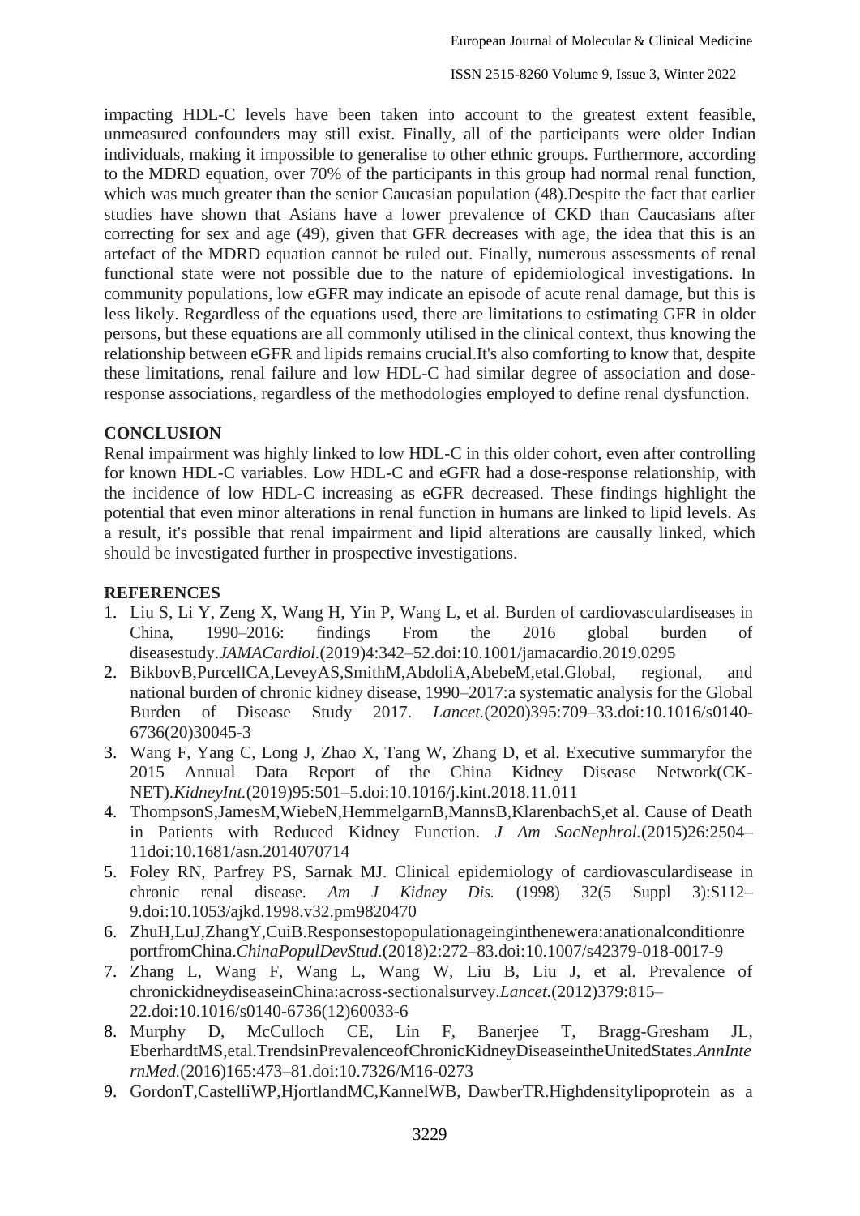impacting HDL-C levels have been taken into account to the greatest extent feasible, unmeasured confounders may still exist. Finally, all of the participants were older Indian individuals, making it impossible to generalise to other ethnic groups. Furthermore, according to the MDRD equation, over 70% of the participants in this group had normal renal function, which was much greater than the senior Caucasian population (48).Despite the fact that earlier studies have shown that Asians have a lower prevalence of CKD than Caucasians after correcting for sex and age (49), given that GFR decreases with age, the idea that this is an artefact of the MDRD equation cannot be ruled out. Finally, numerous assessments of renal functional state were not possible due to the nature of epidemiological investigations. In community populations, low eGFR may indicate an episode of acute renal damage, but this is less likely. Regardless of the equations used, there are limitations to estimating GFR in older persons, but these equations are all commonly utilised in the clinical context, thus knowing the relationship between eGFR and lipids remains crucial.It's also comforting to know that, despite these limitations, renal failure and low HDL-C had similar degree of association and dose-response associations, regardless of the methodologies employed to define renal dysfunction.

## CONCLUSION

Renal impairment was highly linked to low HDL-C in this older cohort, even after controlling for known HDL-C variables. Low HDL-C and eGFR had a dose-response relationship, with the incidence of low HDL-C increasing as eGFR decreased. These findings highlight the potential that even minor alterations in renal function in humans are linked to lipid levels. As a result, it's possible that renal impairment and lipid alterations are causally linked, which should be investigated further in prospective investigations.

## REFERENCES

1. Liu S, Li Y, Zeng X, Wang H, Yin P, Wang L, et al. Burden of cardiovasculardiseases in China, 1990–2016: findings From the 2016 global burden of diseasestudy.*JAMACardiol.*(2019)4:342–52.doi:10.1001/jamacardio.2019.0295
2. BikbovB,PurcellCA,LeveyAS,SmithM,AbdoliA,AbebeM,etal.Global, regional, and national burden of chronic kidney disease, 1990–2017:a systematic analysis for the Global Burden of Disease Study 2017. *Lancet.*(2020)395:709–33.doi:10.1016/s0140-6736(20)30045-3
3. Wang F, Yang C, Long J, Zhao X, Tang W, Zhang D, et al. Executive summaryfor the 2015 Annual Data Report of the China Kidney Disease Network(CK-NET).*KidneyInt.*(2019)95:501–5.doi:10.1016/j.kint.2018.11.011
4. ThompsonS,JamesM,WiebeN,HemmelgarnB,MannsB,KlarenbachS,et al. Cause of Death in Patients with Reduced Kidney Function. *J Am SocNephrol.*(2015)26:2504–11doi:10.1681/asn.2014070714
5. Foley RN, Parfrey PS, Sarnak MJ. Clinical epidemiology of cardiovasculardisease in chronic renal disease. *Am J Kidney Dis.* (1998) 32(5 Suppl 3):S112–9.doi:10.1053/ajkd.1998.v32.pm9820470
6. ZhuH,LuJ,ZhangY,CuiB.Responsestopopulationageinginthenewera:anationalconditionreportfromChina.*ChinaPopulDevStud.*(2018)2:272–83.doi:10.1007/s42379-018-0017-9
7. Zhang L, Wang F, Wang L, Wang W, Liu B, Liu J, et al. Prevalence of chronickidneydiseaseinChina:across-sectionalsurvey.*Lancet.*(2012)379:815–22.doi:10.1016/s0140-6736(12)60033-6
8. Murphy D, McCulloch CE, Lin F, Banerjee T, Bragg-Gresham JL, EberhardtMS,etal.TrendsinPrevalenceofChronicKidneyDiseaseintheUnitedStates.*AnnInternMed.*(2016)165:473–81.doi:10.7326/M16-0273
9. GordonT,CastelliWP,HjortlandMC,KannelWB, DawberTR.Highdensitylipoprotein as a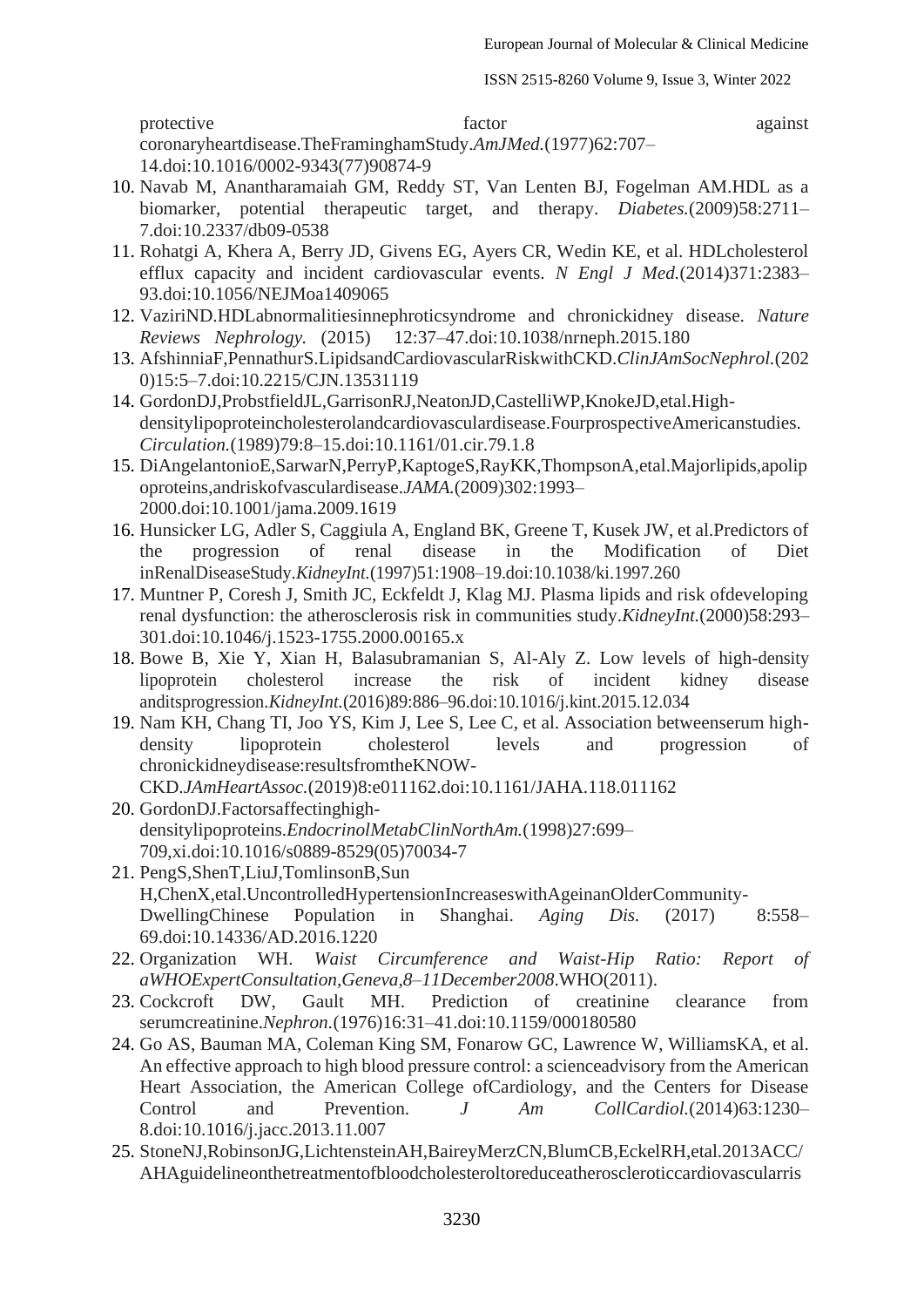protective factor against coronaryheartdisease.TheFraminghamStudy.*AmJMed.*(1977)62:707–14.doi:10.1016/0002-9343(77)90874-9

10. Navab M, Anantharamaiah GM, Reddy ST, Van Lenten BJ, Fogelman AM.HDL as a biomarker, potential therapeutic target, and therapy. *Diabetes.*(2009)58:2711–7.doi:10.2337/db09-0538
11. Rohatgi A, Khera A, Berry JD, Givens EG, Ayers CR, Wedin KE, et al. HDLcholesterol efflux capacity and incident cardiovascular events. *N Engl J Med.*(2014)371:2383–93.doi:10.1056/NEJMoa1409065
12. VaziriND.HDLabnormalitiesinnephroticsyndrome and chronickidney disease. *Nature Reviews Nephrology.* (2015) 12:37–47.doi:10.1038/nrneph.2015.180
13. AfshinniaF,PennathurS.LipidsandCardiovascularRiskwithCKD.*ClinJAmSocNephrol.*(2020)15:5–7.doi:10.2215/CJN.13531119
14. GordonDJ,ProbstfieldJL,GarrisonRJ,NeatonJD,CastelliWP,KnokeJD,etal.High-densitylipoproteincholesterolandcardiovasculardisease.FourprospectiveAmericanstudies. *Circulation.*(1989)79:8–15.doi:10.1161/01.cir.79.1.8
15. DiAngelantonioE,SarwarN,PerryP,KaptogeS,RayKK,ThompsonA,etal.Majorlipids,apolipoproteins,andriskofvasculardisease.*JAMA.*(2009)302:1993–2000.doi:10.1001/jama.2009.1619
16. Hunsicker LG, Adler S, Caggiula A, England BK, Greene T, Kusek JW, et al.Predictors of the progression of renal disease in the Modification of Diet inRenalDiseaseStudy.*KidneyInt.*(1997)51:1908–19.doi:10.1038/ki.1997.260
17. Muntner P, Coresh J, Smith JC, Eckfeldt J, Klag MJ. Plasma lipids and risk ofdeveloping renal dysfunction: the atherosclerosis risk in communities study.*KidneyInt.*(2000)58:293–301.doi:10.1046/j.1523-1755.2000.00165.x
18. Bowe B, Xie Y, Xian H, Balasubramanian S, Al-Aly Z. Low levels of high-density lipoprotein cholesterol increase the risk of incident kidney disease anditsprogression.*KidneyInt.*(2016)89:886–96.doi:10.1016/j.kint.2015.12.034
19. Nam KH, Chang TI, Joo YS, Kim J, Lee S, Lee C, et al. Association betweenserum high-density lipoprotein cholesterol levels and progression of chronickidneydisease:resultsfromtheKNOW-CKD.*JAmHeartAssoc.*(2019)8:e011162.doi:10.1161/JAHA.118.011162
20. GordonDJ.Factorsaffectinghigh-densitylipoproteins.*EndocrinolMetabClinNorthAm.*(1998)27:699–709,xi.doi:10.1016/s0889-8529(05)70034-7
21. PengS,ShenT,LiuJ,TomlinsonB,Sun H,ChenX,etal.UncontrolledHypertensionIncreaseswithAgeinanOlderCommunity-DwellingChinese Population in Shanghai. *Aging Dis.* (2017) 8:558–69.doi:10.14336/AD.2016.1220
22. Organization WH. *Waist Circumference and Waist-Hip Ratio: Report of aWHOExpertConsultation,Geneva,8–11December2008*.WHO(2011).
23. Cockcroft DW, Gault MH. Prediction of creatinine clearance from serumcreatinine.*Nephron.*(1976)16:31–41.doi:10.1159/000180580
24. Go AS, Bauman MA, Coleman King SM, Fonarow GC, Lawrence W, WilliamsKA, et al. An effective approach to high blood pressure control: a scienceadvisory from the American Heart Association, the American College ofCardiology, and the Centers for Disease Control and Prevention. *J Am CollCardiol.*(2014)63:1230–8.doi:10.1016/j.jacc.2013.11.007
25. StoneNJ,RobinsonJG,LichtensteinAH,BaireyMerzCN,BlumCB,EckelRH,etal.2013ACC/AHAguidelineonthetreatmentofbloodcholesteroltoreduceatheroscleroticcardiovascularris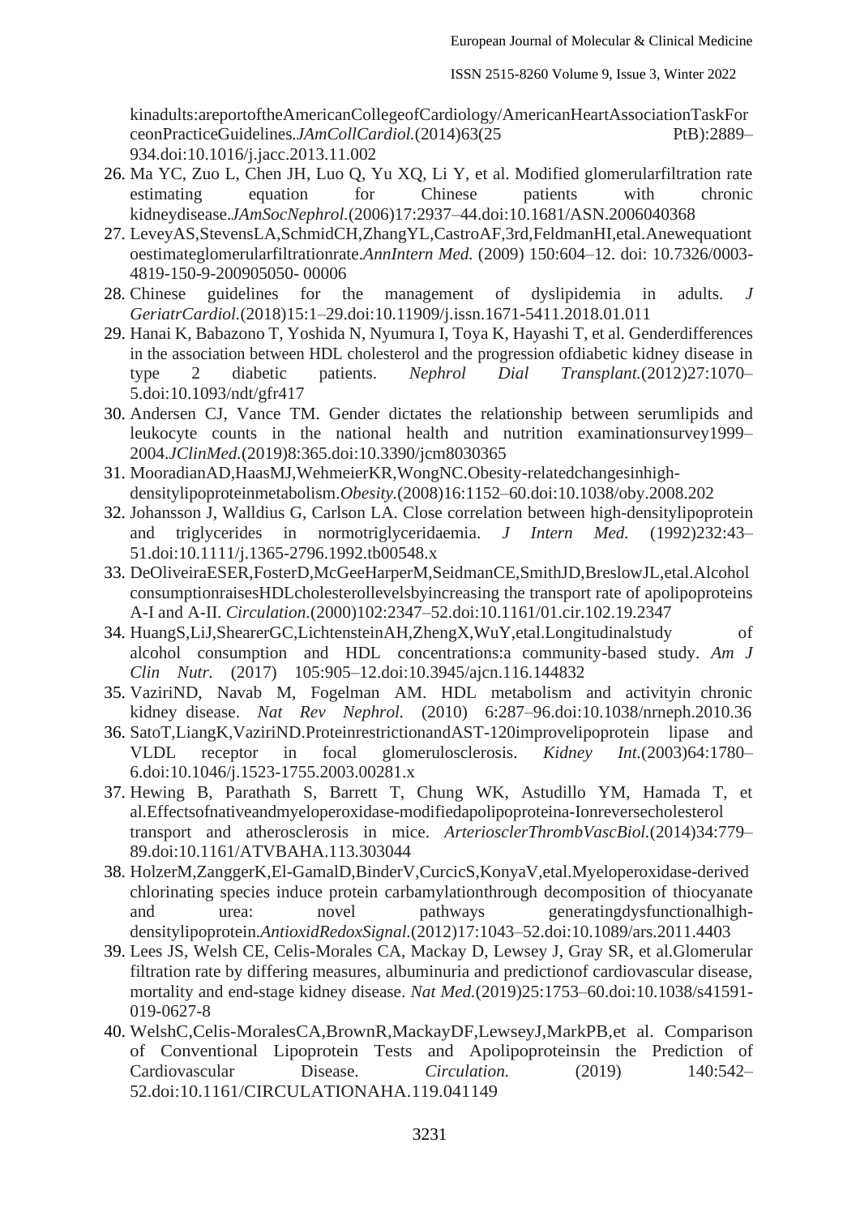kinadults:areportoftheAmericanCollegeofCardiology/AmericanHeartAssociationTaskForceonPracticeGuidelines.*JAmCollCardiol.*(2014)63(25 PtB):2889–934.doi:10.1016/j.jacc.2013.11.002

26. Ma YC, Zuo L, Chen JH, Luo Q, Yu XQ, Li Y, et al. Modified glomerularfiltration rate estimating equation for Chinese patients with chronic kidneydisease.*JAmSocNephrol.*(2006)17:2937–44.doi:10.1681/ASN.2006040368
27. LeveyAS,StevensLA,SchmidCH,ZhangYL,CastroAF,3rd,FeldmanHI,etal.Anewequationtoestimateglomerularfiltrationrate.*AnnIntern Med.* (2009) 150:604–12. doi: 10.7326/0003-4819-150-9-200905050- 00006
28. Chinese guidelines for the management of dyslipidemia in adults. *J GeriatrCardiol.*(2018)15:1–29.doi:10.11909/j.issn.1671-5411.2018.01.011
29. Hanai K, Babazono T, Yoshida N, Nyumura I, Toya K, Hayashi T, et al. Genderdifferences in the association between HDL cholesterol and the progression ofdiabetic kidney disease in type 2 diabetic patients. *Nephrol Dial Transplant.*(2012)27:1070–5.doi:10.1093/ndt/gfr417
30. Andersen CJ, Vance TM. Gender dictates the relationship between serumlipids and leukocyte counts in the national health and nutrition examinationsurvey1999–2004.*JClinMed.*(2019)8:365.doi:10.3390/jcm8030365
31. MooradianAD,HaasMJ,WehmeierKR,WongNC.Obesity-relatedchangesinhigh-densitylipoproteinmetabolism.*Obesity.*(2008)16:1152–60.doi:10.1038/oby.2008.202
32. Johansson J, Walldius G, Carlson LA. Close correlation between high-densitylipoprotein and triglycerides in normotriglyceridaemia. *J Intern Med.* (1992)232:43–51.doi:10.1111/j.1365-2796.1992.tb00548.x
33. DeOliveiraESER,FosterD,McGeeHarperM,SeidmanCE,SmithJD,BreslowJL,etal.Alcohol consumptionraisesHDLcholesterollevelsbyincreasing the transport rate of apolipoproteins A-I and A-II. *Circulation.*(2000)102:2347–52.doi:10.1161/01.cir.102.19.2347
34. HuangS,LiJ,ShearerGC,LichtensteinAH,ZhengX,WuY,etal.Longitudinalstudy of alcohol consumption and HDL concentrations:a community-based study. *Am J Clin Nutr.* (2017) 105:905–12.doi:10.3945/ajcn.116.144832
35. VaziriND, Navab M, Fogelman AM. HDL metabolism and activityin chronic kidney disease. *Nat Rev Nephrol.* (2010) 6:287–96.doi:10.1038/nrneph.2010.36
36. SatoT,LiangK,VaziriND.ProteinrestrictionandAST-120improvelipoprotein lipase and VLDL receptor in focal glomerulosclerosis. *Kidney Int.*(2003)64:1780–6.doi:10.1046/j.1523-1755.2003.00281.x
37. Hewing B, Parathath S, Barrett T, Chung WK, Astudillo YM, Hamada T, et al.Effectsofnativeandmyeloperoxidase-modifiedapolipoproteina-Ionreversecholesterol transport and atherosclerosis in mice. *ArteriosclerThrombVascBiol.*(2014)34:779–89.doi:10.1161/ATVBAHA.113.303044
38. HolzerM,ZanggerK,El-GamalD,BinderV,CurcicS,KonyaV,etal.Myeloperoxidase-derived chlorinating species induce protein carbamylationthrough decomposition of thiocyanate and urea: novel pathways generatingdysfunctionalhigh-densitylipoprotein.*AntioxidRedoxSignal.*(2012)17:1043–52.doi:10.1089/ars.2011.4403
39. Lees JS, Welsh CE, Celis-Morales CA, Mackay D, Lewsey J, Gray SR, et al.Glomerular filtration rate by differing measures, albuminuria and predictionof cardiovascular disease, mortality and end-stage kidney disease. *Nat Med.*(2019)25:1753–60.doi:10.1038/s41591-019-0627-8
40. WelshC,Celis-MoralesCA,BrownR,MackayDF,LewseyJ,MarkPB,et al. Comparison of Conventional Lipoprotein Tests and Apolipoproteinsin the Prediction of Cardiovascular Disease. *Circulation.* (2019) 140:542–52.doi:10.1161/CIRCULATIONAHA.119.041149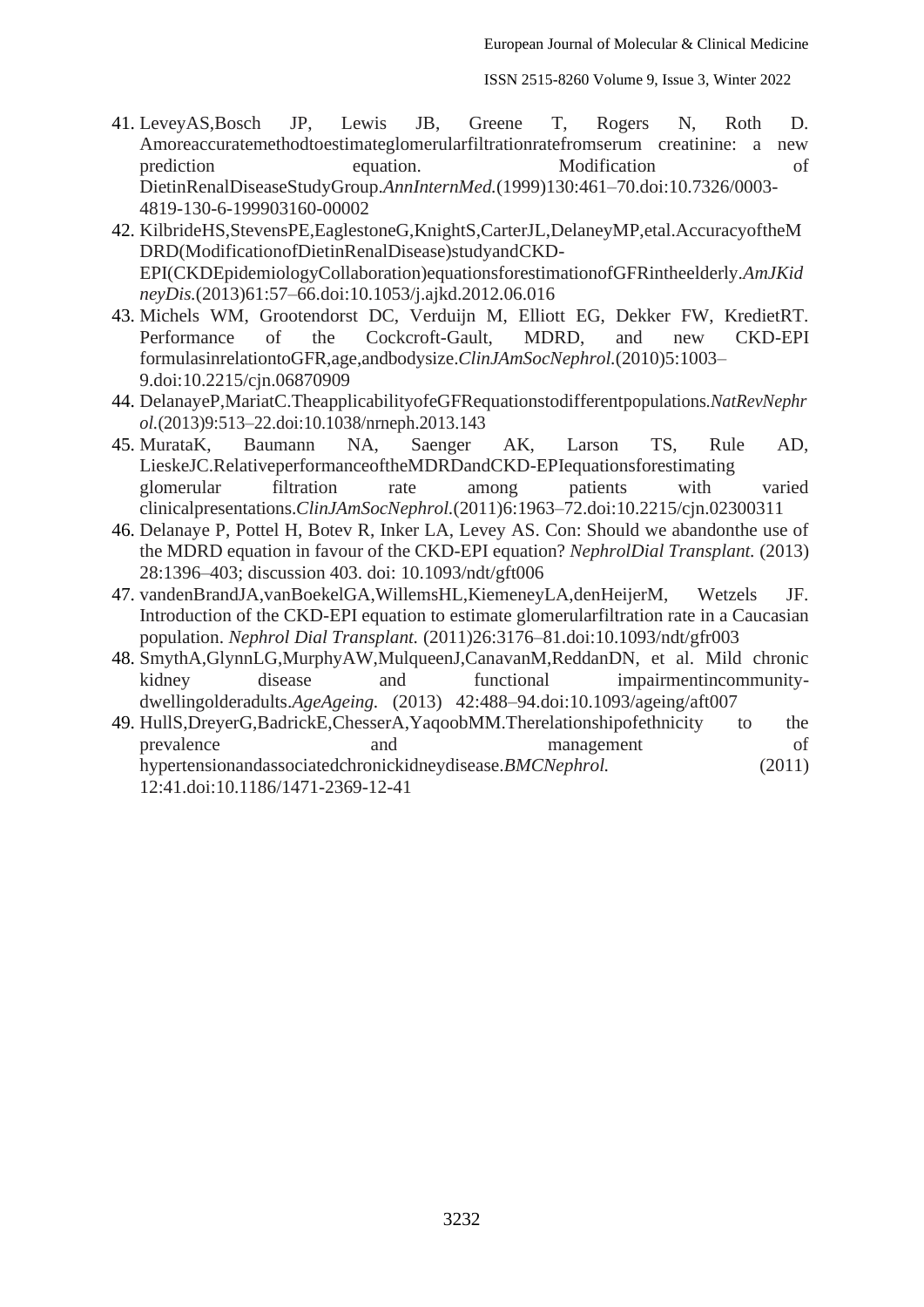41. LeveyAS,Bosch JP, Lewis JB, Greene T, Rogers N, Roth D. Amoreaccuratemethodtoestimateglomerularfiltrationratefromserum creatinine: a new prediction equation. Modification of DietinRenalDiseaseStudyGroup.*AnnInternMed.*(1999)130:461–70.doi:10.7326/0003-4819-130-6-199903160-00002
42. KilbrideHS,StevensPE,EaglestoneG,KnightS,CarterJL,DelaneyMP,etal.AccuracyoftheMDRD(ModificationofDietinRenalDisease)studyandCKD-EPI(CKDEpidemiologyCollaboration)equationsforestimationofGFRintheelderly.*AmJKidneyDis.*(2013)61:57–66.doi:10.1053/j.ajkd.2012.06.016
43. Michels WM, Grootendorst DC, Verduijn M, Elliott EG, Dekker FW, KredietRT. Performance of the Cockcroft-Gault, MDRD, and new CKD-EPI formulasinrelationtoGFR,age,andbodysize.*ClinJAmSocNephrol.*(2010)5:1003–9.doi:10.2215/cjn.06870909
44. DelanayeP,MariatC.TheapplicabilityofeGFRequationstodifferentpopulations.*NatRevNephrol.*(2013)9:513–22.doi:10.1038/nrneph.2013.143
45. MurataK, Baumann NA, Saenger AK, Larson TS, Rule AD, LieskeJC.RelativeperformanceoftheMDRDandCKD-EPIequationsforestimating glomerular filtration rate among patients with varied clinicalpresentations.*ClinJAmSocNephrol.*(2011)6:1963–72.doi:10.2215/cjn.02300311
46. Delanaye P, Pottel H, Botev R, Inker LA, Levey AS. Con: Should we abandonthe use of the MDRD equation in favour of the CKD-EPI equation? *NephrolDial Transplant.* (2013) 28:1396–403; discussion 403. doi: 10.1093/ndt/gft006
47. vandenBrandJA,vanBoekelGA,WillemsHL,KiemeneyLA,denHeijerM, Wetzels JF. Introduction of the CKD-EPI equation to estimate glomerularfiltration rate in a Caucasian population. *Nephrol Dial Transplant.* (2011)26:3176–81.doi:10.1093/ndt/gfr003
48. SmythA,GlynnLG,MurphyAW,MulqueenJ,CanavanM,ReddanDN, et al. Mild chronic kidney disease and functional impairmentincommunity-dwellingolderadults.*AgeAgeing.* (2013) 42:488–94.doi:10.1093/ageing/aft007
49. HullS,DreyerG,BadrickE,ChesserA,YaqoobMM.Therelationshipofethnicity to the prevalence and management of hypertensionandassociatedchronickidneydisease.*BMCNephrol.* (2011) 12:41.doi:10.1186/1471-2369-12-41